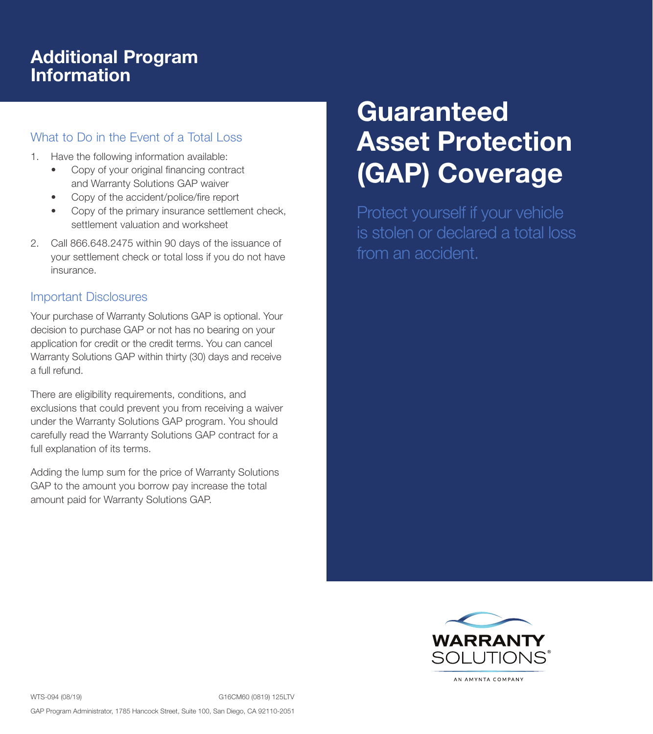# Additional Program Information

## What to Do in the Event of a Total Loss

1. Have the following information available:
   - Copy of your original financing contract and Warranty Solutions GAP waiver
   - Copy of the accident/police/fire report
   - Copy of the primary insurance settlement check, settlement valuation and worksheet
2. Call 866.648.2475 within 90 days of the issuance of your settlement check or total loss if you do not have insurance.

## Important Disclosures

Your purchase of Warranty Solutions GAP is optional. Your decision to purchase GAP or not has no bearing on your application for credit or the credit terms. You can cancel Warranty Solutions GAP within thirty (30) days and receive a full refund.

There are eligibility requirements, conditions, and exclusions that could prevent you from receiving a waiver under the Warranty Solutions GAP program. You should carefully read the Warranty Solutions GAP contract for a full explanation of its terms.

Adding the lump sum for the price of Warranty Solutions GAP to the amount you borrow pay increase the total amount paid for Warranty Solutions GAP.

WTS-094 (08/19) G16CM60 (0819) 125LTV

GAP Program Administrator, 1785 Hancock Street, Suite 100, San Diego, CA 92110-2051

# Guaranteed Asset Protection (GAP) Coverage

Protect yourself if your vehicle is stolen or declared a total loss from an accident.

WARRANTY SOLUTIONS®

AN AMYNTA COMPANY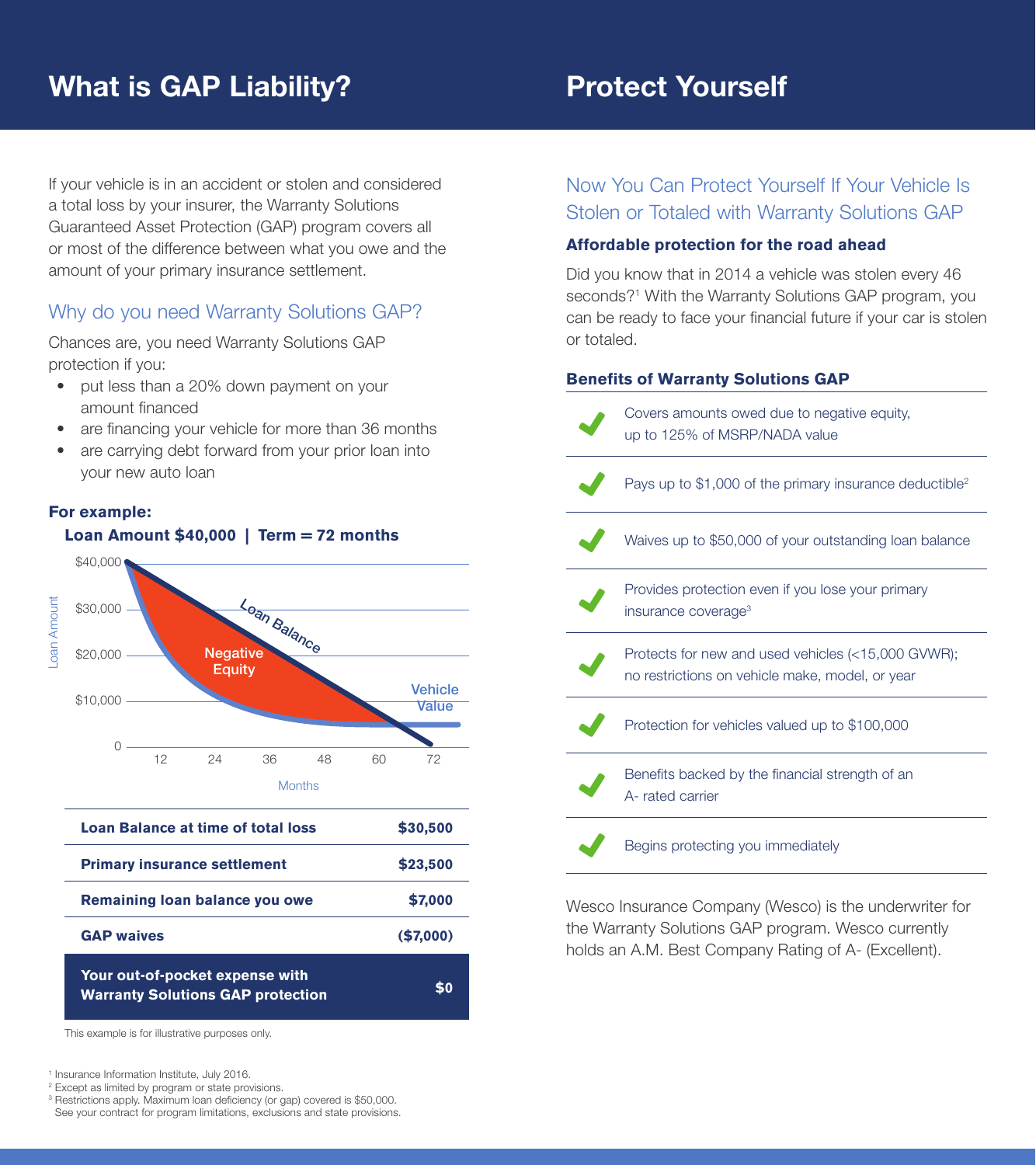## What is GAP Liability?

If your vehicle is in an accident or stolen and considered a total loss by your insurer, the Warranty Solutions Guaranteed Asset Protection (GAP) program covers all or most of the difference between what you owe and the amount of your primary insurance settlement.

### Why do you need Warranty Solutions GAP?

Chances are, you need Warranty Solutions GAP protection if you:

- put less than a 20% down payment on your amount financed
- are financing your vehicle for more than 36 months
- are carrying debt forward from your prior loan into your new auto loan

**For example:**

**Loan Amount $40,000 | Term = 72 months**

Loan Amount
$40,000
$30,000
$20,000
$10,000
0
12 24 36 48 60 72
Months
Loan Balance
Negative Equity
Vehicle Value

| | |
|---|---|
| **Loan Balance at time of total loss** | **$30,500** |
| **Primary insurance settlement** | **$23,500** |
| **Remaining loan balance you owe** | **$7,000** |
| **GAP waives** | **($7,000)** |
| **Your out-of-pocket expense with Warranty Solutions GAP protection** | **$0** |

This example is for illustrative purposes only.

[1] Insurance Information Institute, July 2016.
[2] Except as limited by program or state provisions.
[3] Restrictions apply. Maximum loan deficiency (or gap) covered is $50,000. See your contract for program limitations, exclusions and state provisions.

## Protect Yourself

### Now You Can Protect Yourself If Your Vehicle Is Stolen or Totaled with Warranty Solutions GAP

**Affordable protection for the road ahead**

Did you know that in 2014 a vehicle was stolen every 46 seconds?[1] With the Warranty Solutions GAP program, you can be ready to face your financial future if your car is stolen or totaled.

**Benefits of Warranty Solutions GAP**

- ✔ Covers amounts owed due to negative equity, up to 125% of MSRP/NADA value
- ✔ Pays up to $1,000 of the primary insurance deductible[2]
- ✔ Waives up to $50,000 of your outstanding loan balance
- ✔ Provides protection even if you lose your primary insurance coverage[3]
- ✔ Protects for new and used vehicles (<15,000 GVWR); no restrictions on vehicle make, model, or year
- ✔ Protection for vehicles valued up to $100,000
- ✔ Benefits backed by the financial strength of an A- rated carrier
- ✔ Begins protecting you immediately

Wesco Insurance Company (Wesco) is the underwriter for the Warranty Solutions GAP program. Wesco currently holds an A.M. Best Company Rating of A- (Excellent).